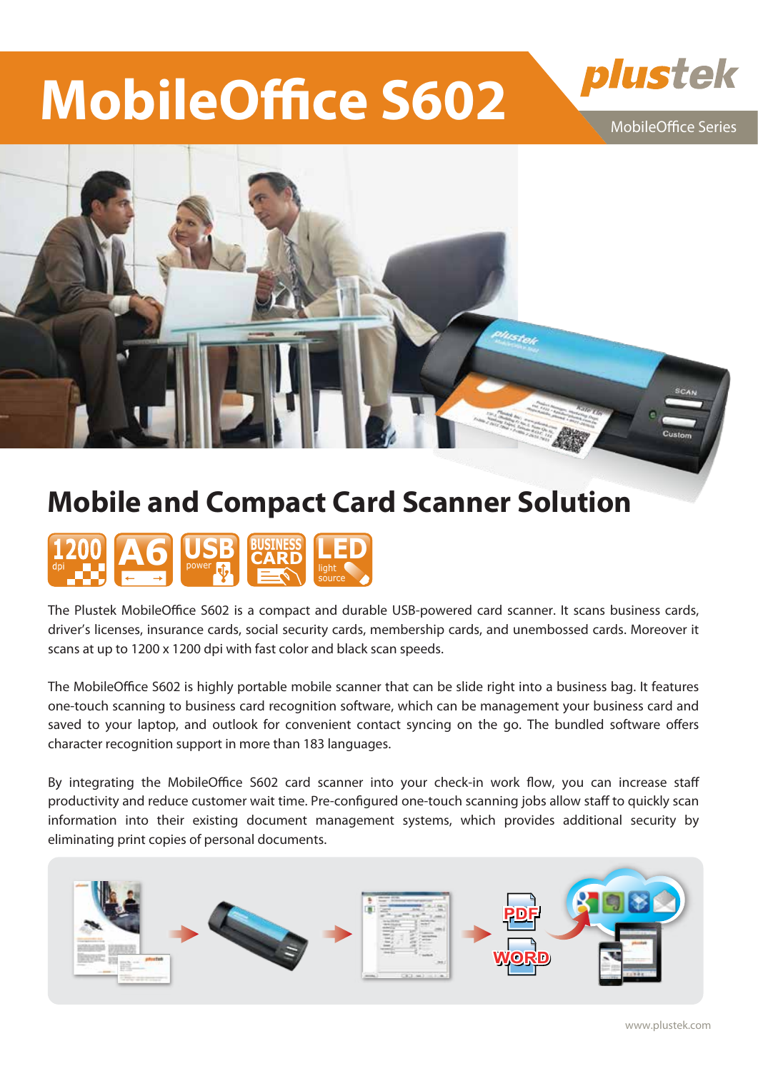# MobileOffice S602

plustek

MobileOffice Series

## Mobile and Compact Card Scanner Solution

1200 dpi | A6 | USB power | BUSINESS CARD | LED light source

The Plustek MobileOffice S602 is a compact and durable USB-powered card scanner. It scans business cards, driver's licenses, insurance cards, social security cards, membership cards, and unembossed cards. Moreover it scans at up to 1200 x 1200 dpi with fast color and black scan speeds.

The MobileOffice S602 is highly portable mobile scanner that can be slide right into a business bag. It features one-touch scanning to business card recognition software, which can be management your business card and saved to your laptop, and outlook for convenient contact syncing on the go. The bundled software offers character recognition support in more than 183 languages.

By integrating the MobileOffice S602 card scanner into your check-in work flow, you can increase staff productivity and reduce customer wait time. Pre-configured one-touch scanning jobs allow staff to quickly scan information into their existing document management systems, which provides additional security by eliminating print copies of personal documents.

www.plustek.com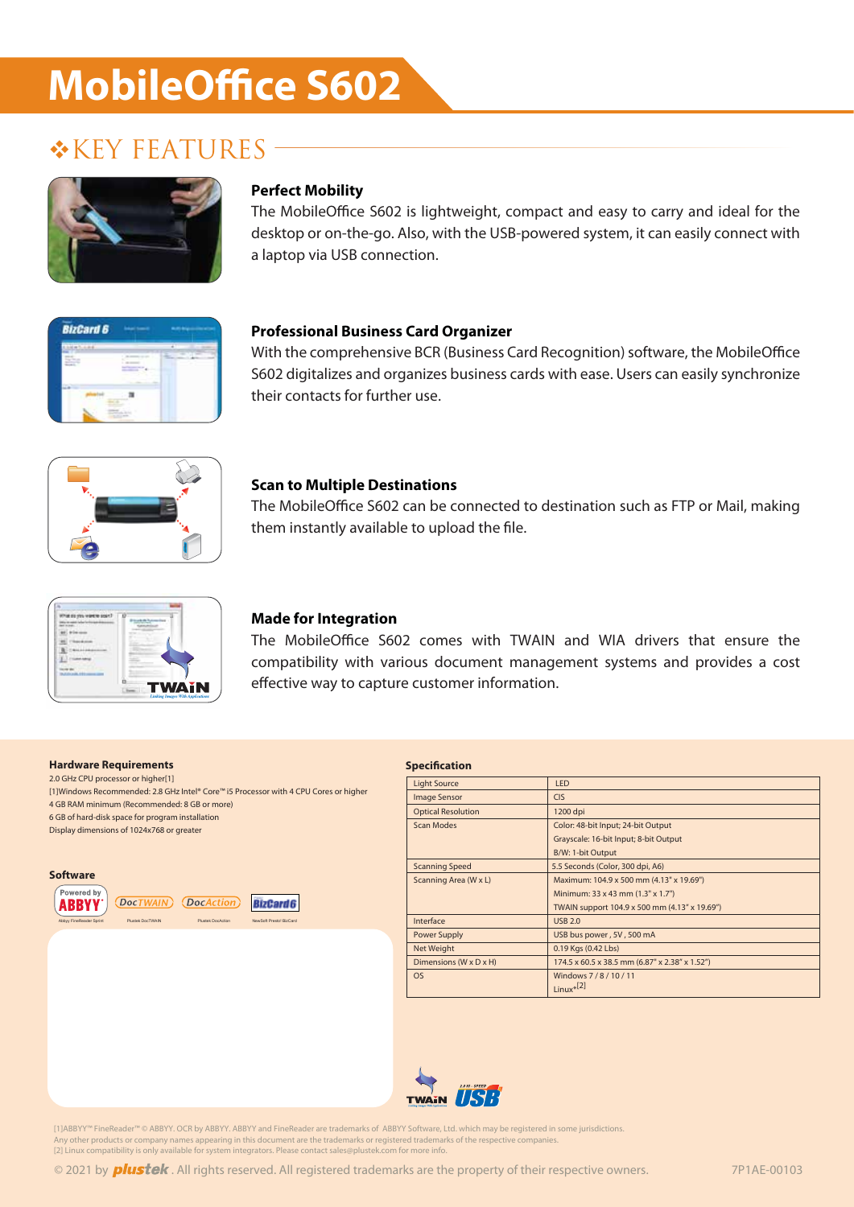# MobileOffice S602

## ❖KEY FEATURES

### Perfect Mobility

The MobileOffice S602 is lightweight, compact and easy to carry and ideal for the desktop or on-the-go. Also, with the USB-powered system, it can easily connect with a laptop via USB connection.

### Professional Business Card Organizer

With the comprehensive BCR (Business Card Recognition) software, the MobileOffice S602 digitalizes and organizes business cards with ease. Users can easily synchronize their contacts for further use.

### Scan to Multiple Destinations

The MobileOffice S602 can be connected to destination such as FTP or Mail, making them instantly available to upload the file.

### Made for Integration

The MobileOffice S602 comes with TWAIN and WIA drivers that ensure the compatibility with various document management systems and provides a cost effective way to capture customer information.

**Hardware Requirements**

2.0 GHz CPU processor or higher[1]

[1]Windows Recommended: 2.8 GHz Intel® Core™ i5 Processor with 4 CPU Cores or higher

4 GB RAM minimum (Recommended: 8 GB or more)

6 GB of hard-disk space for program installation

Display dimensions of 1024x768 or greater

**Software**

Abbyy FineReader Sprint

Plustek DocTWAIN

Plustek DocAction

NewSoft Presto! BizCard

**Specification**

| | |
|---|---|
| Light Source | LED |
| Image Sensor | CIS |
| Optical Resolution | 1200 dpi |
| Scan Modes | Color: 48-bit Input; 24-bit Output<br>Grayscale: 16-bit Input; 8-bit Output<br>B/W: 1-bit Output |
| Scanning Speed | 5.5 Seconds (Color, 300 dpi, A6) |
| Scanning Area (W x L) | Maximum: 104.9 x 500 mm (4.13" x 19.69")<br>Minimum: 33 x 43 mm (1.3" x 1.7")<br>TWAIN support 104.9 x 500 mm (4.13" x 19.69") |
| Interface | USB 2.0 |
| Power Supply | USB bus power , 5V , 500 mA |
| Net Weight | 0.19 Kgs (0.42 Lbs) |
| Dimensions (W x D x H) | 174.5 x 60.5 x 38.5 mm (6.87" x 2.38" x 1.52") |
| OS | Windows 7 / 8 / 10 / 11<br>Linux*[2] |

[1]ABBYY™ FineReader™ © ABBYY. OCR by ABBYY. ABBYY and FineReader are trademarks of ABBYY Software, Ltd. which may be registered in some jurisdictions.
Any other products or company names appearing in this document are the trademarks or registered trademarks of the respective companies.
[2] Linux compatibility is only available for system integrators. Please contact sales@plustek.com for more info.

© 2021 by plustek . All rights reserved. All registered trademarks are the property of their respective owners. 7P1AE-00103